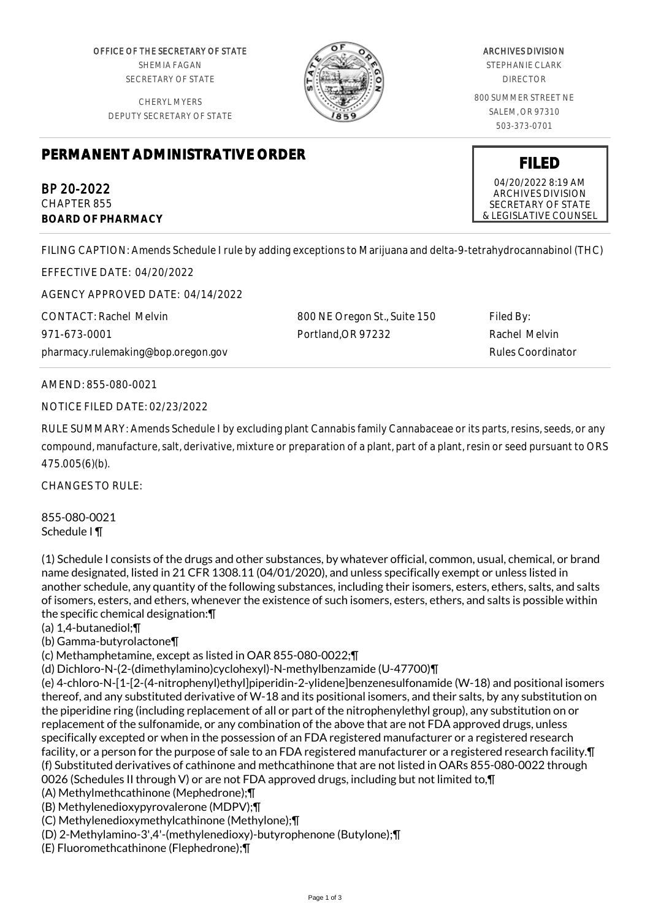OFFICE OF THE SECRETARY OF STATE
SHEMIA FAGAN
SECRETARY OF STATE

CHERYL MYERS
DEPUTY SECRETARY OF STATE

ARCHIVES DIVISION
STEPHANIE CLARK
DIRECTOR

800 SUMMER STREET NE
SALEM, OR 97310
503-373-0701

# PERMANENT ADMINISTRATIVE ORDER

**FILED**
04/20/2022 8:19 AM
ARCHIVES DIVISION
SECRETARY OF STATE
& LEGISLATIVE COUNSEL

BP 20-2022
CHAPTER 855
**BOARD OF PHARMACY**

FILING CAPTION: Amends Schedule I rule by adding exceptions to Marijuana and delta-9-tetrahydrocannabinol (THC)

EFFECTIVE DATE: 04/20/2022

AGENCY APPROVED DATE: 04/14/2022

CONTACT: Rachel Melvin
971-673-0001
pharmacy.rulemaking@bop.oregon.gov

800 NE Oregon St., Suite 150
Portland,OR 97232

Filed By:
Rachel Melvin
Rules Coordinator

AMEND: 855-080-0021

NOTICE FILED DATE: 02/23/2022

RULE SUMMARY: Amends Schedule I by excluding plant Cannabis family Cannabaceae or its parts, resins, seeds, or any compound, manufacture, salt, derivative, mixture or preparation of a plant, part of a plant, resin or seed pursuant to ORS 475.005(6)(b).

CHANGES TO RULE:

855-080-0021
Schedule I ¶

(1) Schedule I consists of the drugs and other substances, by whatever official, common, usual, chemical, or brand name designated, listed in 21 CFR 1308.11 (04/01/2020), and unless specifically exempt or unless listed in another schedule, any quantity of the following substances, including their isomers, esters, ethers, salts, and salts of isomers, esters, and ethers, whenever the existence of such isomers, esters, ethers, and salts is possible within the specific chemical designation:¶
(a) 1,4-butanediol;¶
(b) Gamma-butyrolactone¶
(c) Methamphetamine, except as listed in OAR 855-080-0022;¶
(d) Dichloro-N-(2-(dimethylamino)cyclohexyl)-N-methylbenzamide (U-47700)¶
(e) 4-chloro-N-[1-[2-(4-nitrophenyl)ethyl]piperidin-2-ylidene]benzenesulfonamide (W-18) and positional isomers thereof, and any substituted derivative of W-18 and its positional isomers, and their salts, by any substitution on the piperidine ring (including replacement of all or part of the nitrophenylethyl group), any substitution on or replacement of the sulfonamide, or any combination of the above that are not FDA approved drugs, unless specifically excepted or when in the possession of an FDA registered manufacturer or a registered research facility, or a person for the purpose of sale to an FDA registered manufacturer or a registered research facility.¶
(f) Substituted derivatives of cathinone and methcathinone that are not listed in OARs 855-080-0022 through 0026 (Schedules II through V) or are not FDA approved drugs, including but not limited to,¶
(A) Methylmethcathinone (Mephedrone);¶
(B) Methylenedioxypyrovalerone (MDPV);¶
(C) Methylenedioxymethylcathinone (Methylone);¶
(D) 2-Methylamino-3',4'-(methylenedioxy)-butyrophenone (Butylone);¶
(E) Fluoromethcathinone (Flephedrone);¶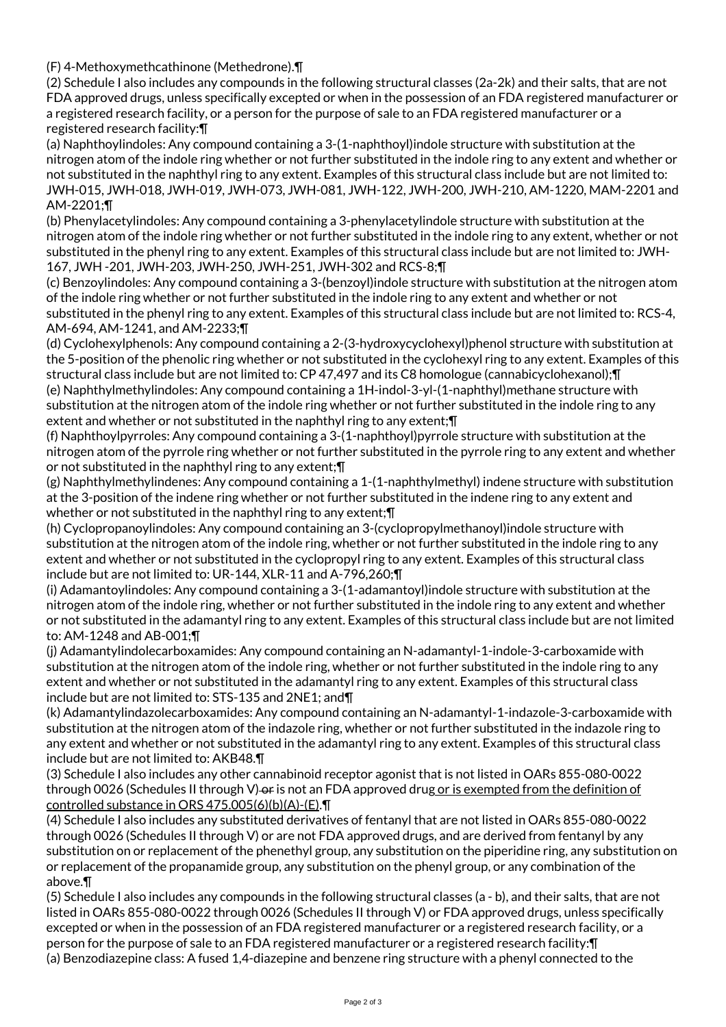(F) 4-Methoxymethcathinone (Methedrone).¶

(2) Schedule I also includes any compounds in the following structural classes (2a-2k) and their salts, that are not FDA approved drugs, unless specifically excepted or when in the possession of an FDA registered manufacturer or a registered research facility, or a person for the purpose of sale to an FDA registered manufacturer or a registered research facility:¶

(a) Naphthoylindoles: Any compound containing a 3-(1-naphthoyl)indole structure with substitution at the nitrogen atom of the indole ring whether or not further substituted in the indole ring to any extent and whether or not substituted in the naphthyl ring to any extent. Examples of this structural class include but are not limited to: JWH-015, JWH-018, JWH-019, JWH-073, JWH-081, JWH-122, JWH-200, JWH-210, AM-1220, MAM-2201 and AM-2201;¶

(b) Phenylacetylindoles: Any compound containing a 3-phenylacetylindole structure with substitution at the nitrogen atom of the indole ring whether or not further substituted in the indole ring to any extent, whether or not substituted in the phenyl ring to any extent. Examples of this structural class include but are not limited to: JWH-167, JWH -201, JWH-203, JWH-250, JWH-251, JWH-302 and RCS-8;¶

(c) Benzoylindoles: Any compound containing a 3-(benzoyl)indole structure with substitution at the nitrogen atom of the indole ring whether or not further substituted in the indole ring to any extent and whether or not substituted in the phenyl ring to any extent. Examples of this structural class include but are not limited to: RCS-4, AM-694, AM-1241, and AM-2233;¶

(d) Cyclohexylphenols: Any compound containing a 2-(3-hydroxycyclohexyl)phenol structure with substitution at the 5-position of the phenolic ring whether or not substituted in the cyclohexyl ring to any extent. Examples of this structural class include but are not limited to: CP 47,497 and its C8 homologue (cannabicyclohexanol);¶

(e) Naphthylmethylindoles: Any compound containing a 1H-indol-3-yl-(1-naphthyl)methane structure with substitution at the nitrogen atom of the indole ring whether or not further substituted in the indole ring to any extent and whether or not substituted in the naphthyl ring to any extent;¶

(f) Naphthoylpyrroles: Any compound containing a 3-(1-naphthoyl)pyrrole structure with substitution at the nitrogen atom of the pyrrole ring whether or not further substituted in the pyrrole ring to any extent and whether or not substituted in the naphthyl ring to any extent;¶

(g) Naphthylmethylindenes: Any compound containing a 1-(1-naphthylmethyl) indene structure with substitution at the 3-position of the indene ring whether or not further substituted in the indene ring to any extent and whether or not substituted in the naphthyl ring to any extent;¶

(h) Cyclopropanoylindoles: Any compound containing an 3-(cyclopropylmethanoyl)indole structure with substitution at the nitrogen atom of the indole ring, whether or not further substituted in the indole ring to any extent and whether or not substituted in the cyclopropyl ring to any extent. Examples of this structural class include but are not limited to: UR-144, XLR-11 and A-796,260;¶

(i) Adamantoylindoles: Any compound containing a 3-(1-adamantoyl)indole structure with substitution at the nitrogen atom of the indole ring, whether or not further substituted in the indole ring to any extent and whether or not substituted in the adamantyl ring to any extent. Examples of this structural class include but are not limited to: AM-1248 and AB-001;¶

(j) Adamantylindolecarboxamides: Any compound containing an N-adamantyl-1-indole-3-carboxamide with substitution at the nitrogen atom of the indole ring, whether or not further substituted in the indole ring to any extent and whether or not substituted in the adamantyl ring to any extent. Examples of this structural class include but are not limited to: STS-135 and 2NE1; and¶

(k) Adamantylindazolecarboxamides: Any compound containing an N-adamantyl-1-indazole-3-carboxamide with substitution at the nitrogen atom of the indazole ring, whether or not further substituted in the indazole ring to any extent and whether or not substituted in the adamantyl ring to any extent. Examples of this structural class include but are not limited to: AKB48.¶

(3) Schedule I also includes any other cannabinoid receptor agonist that is not listed in OARs 855-080-0022 through 0026 (Schedules II through V) ~~or~~ is not an FDA approved drug or is exempted from the definition of controlled substance in ORS 475.005(6)(b)(A)-(E).¶

(4) Schedule I also includes any substituted derivatives of fentanyl that are not listed in OARs 855-080-0022 through 0026 (Schedules II through V) or are not FDA approved drugs, and are derived from fentanyl by any substitution on or replacement of the phenethyl group, any substitution on the piperidine ring, any substitution on or replacement of the propanamide group, any substitution on the phenyl group, or any combination of the above.¶

(5) Schedule I also includes any compounds in the following structural classes (a - b), and their salts, that are not listed in OARs 855-080-0022 through 0026 (Schedules II through V) or FDA approved drugs, unless specifically excepted or when in the possession of an FDA registered manufacturer or a registered research facility, or a person for the purpose of sale to an FDA registered manufacturer or a registered research facility:¶

(a) Benzodiazepine class: A fused 1,4-diazepine and benzene ring structure with a phenyl connected to the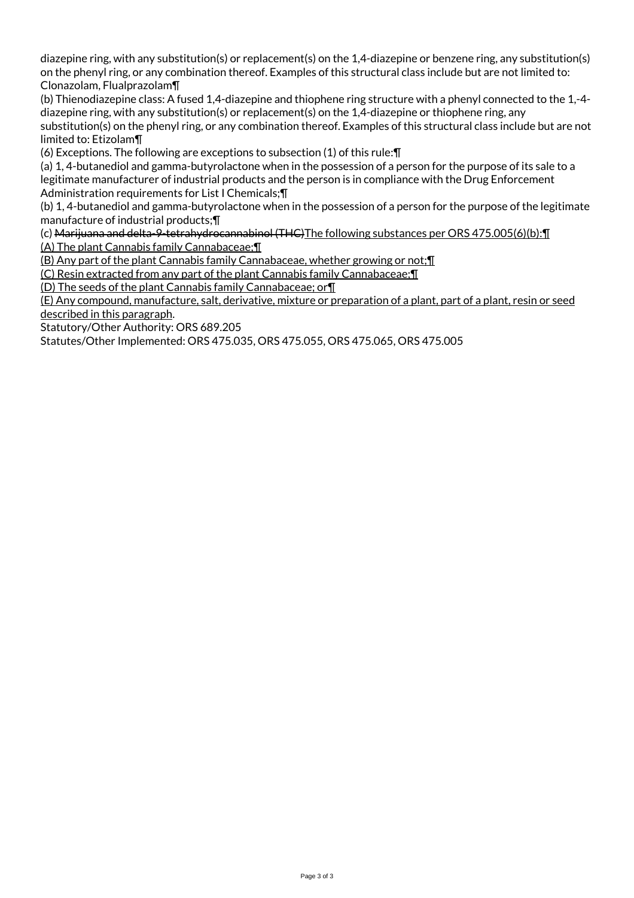diazepine ring, with any substitution(s) or replacement(s) on the 1,4-diazepine or benzene ring, any substitution(s) on the phenyl ring, or any combination thereof. Examples of this structural class include but are not limited to: Clonazolam, Flualprazolam¶

(b) Thienodiazepine class: A fused 1,4-diazepine and thiophene ring structure with a phenyl connected to the 1,-4-diazepine ring, with any substitution(s) or replacement(s) on the 1,4-diazepine or thiophene ring, any substitution(s) on the phenyl ring, or any combination thereof. Examples of this structural class include but are not limited to: Etizolam¶

(6) Exceptions. The following are exceptions to subsection (1) of this rule:¶

(a) 1, 4-butanediol and gamma-butyrolactone when in the possession of a person for the purpose of its sale to a legitimate manufacturer of industrial products and the person is in compliance with the Drug Enforcement Administration requirements for List I Chemicals;¶

(b) 1, 4-butanediol and gamma-butyrolactone when in the possession of a person for the purpose of the legitimate manufacture of industrial products;¶

(c) ~~Marijuana and delta-9-tetrahydrocannabinol (THC)~~The following substances per ORS 475.005(6)(b):¶

(A) The plant Cannabis family Cannabaceae;¶

(B) Any part of the plant Cannabis family Cannabaceae, whether growing or not;¶

(C) Resin extracted from any part of the plant Cannabis family Cannabaceae;¶

(D) The seeds of the plant Cannabis family Cannabaceae; or¶

(E) Any compound, manufacture, salt, derivative, mixture or preparation of a plant, part of a plant, resin or seed described in this paragraph.

Statutory/Other Authority: ORS 689.205

Statutes/Other Implemented: ORS 475.035, ORS 475.055, ORS 475.065, ORS 475.005